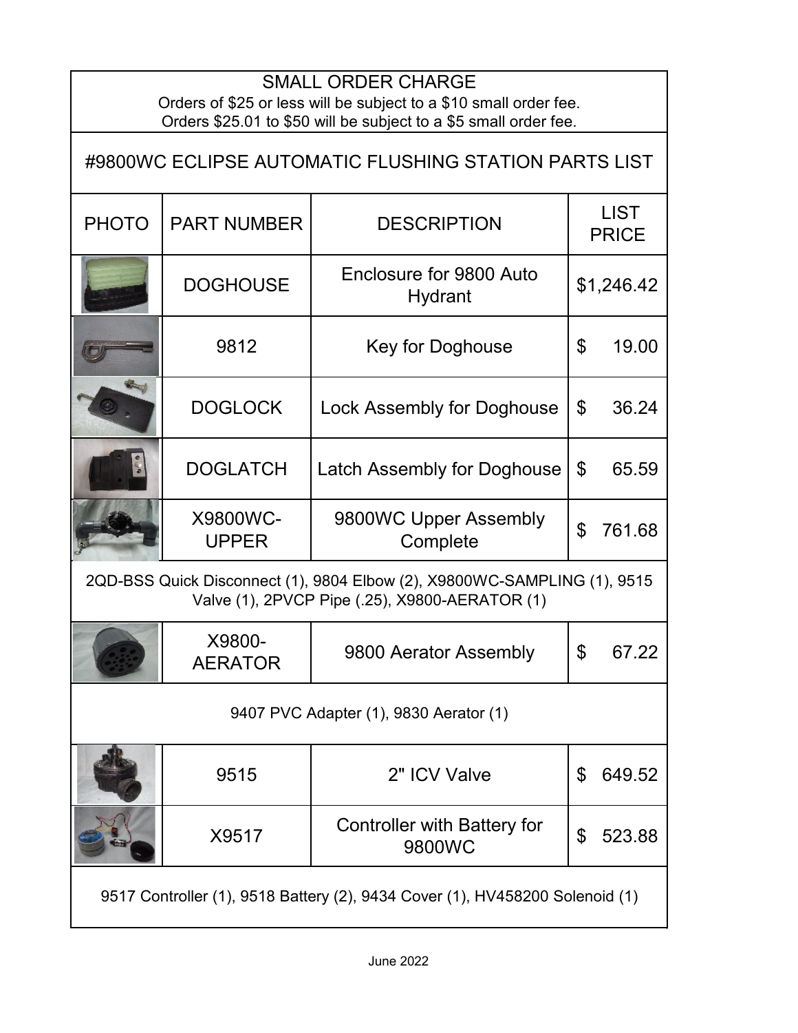## SMALL ORDER CHARGE

Orders of $25 or less will be subject to a $10 small order fee.
Orders $25.01 to $50 will be subject to a $5 small order fee.

# #9800WC ECLIPSE AUTOMATIC FLUSHING STATION PARTS LIST

| PHOTO | PART NUMBER | DESCRIPTION | LIST PRICE |
|---|---|---|---|
| | DOGHOUSE | Enclosure for 9800 Auto Hydrant | $1,246.42 |
| | 9812 | Key for Doghouse | $ 19.00 |
| | DOGLOCK | Lock Assembly for Doghouse | $ 36.24 |
| | DOGLATCH | Latch Assembly for Doghouse | $ 65.59 |
| | X9800WC-UPPER | 9800WC Upper Assembly Complete | $ 761.68 |
| 2QD-BSS Quick Disconnect (1), 9804 Elbow (2), X9800WC-SAMPLING (1), 9515 Valve (1), 2PVCP Pipe (.25), X9800-AERATOR (1) | | | |
| | X9800-AERATOR | 9800 Aerator Assembly | $ 67.22 |
| 9407 PVC Adapter (1), 9830 Aerator (1) | | | |
| | 9515 | 2" ICV Valve | $ 649.52 |
| | X9517 | Controller with Battery for 9800WC | $ 523.88 |
| 9517 Controller (1), 9518 Battery (2), 9434 Cover (1), HV458200 Solenoid (1) | | | |

June 2022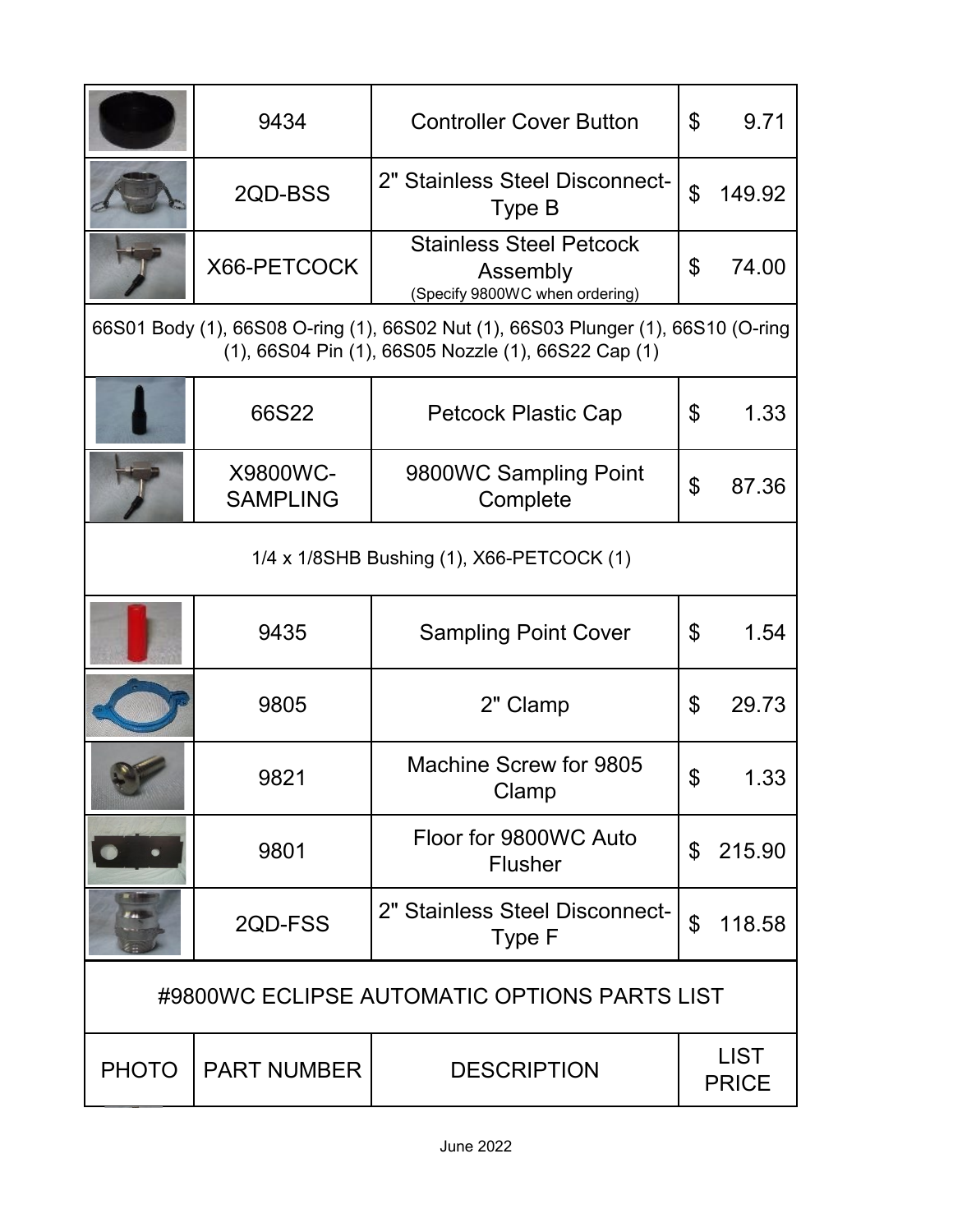| PHOTO | PART NUMBER | DESCRIPTION | LIST PRICE |
|---|---|---|---|
| | 9434 | Controller Cover Button | $ 9.71 |
| | 2QD-BSS | 2" Stainless Steel Disconnect-Type B | $ 149.92 |
| | X66-PETCOCK | Stainless Steel Petcock Assembly (Specify 9800WC when ordering) | $ 74.00 |
| 66S01 Body (1), 66S08 O-ring (1), 66S02 Nut (1), 66S03 Plunger (1), 66S10 (O-ring (1), 66S04 Pin (1), 66S05 Nozzle (1), 66S22 Cap (1) | | | |
| | 66S22 | Petcock Plastic Cap | $ 1.33 |
| | X9800WC-SAMPLING | 9800WC Sampling Point Complete | $ 87.36 |
| 1/4 x 1/8SHB Bushing (1), X66-PETCOCK (1) | | | |
| | 9435 | Sampling Point Cover | $ 1.54 |
| | 9805 | 2" Clamp | $ 29.73 |
| | 9821 | Machine Screw for 9805 Clamp | $ 1.33 |
| | 9801 | Floor for 9800WC Auto Flusher | $ 215.90 |
| | 2QD-FSS | 2" Stainless Steel Disconnect-Type F | $ 118.58 |

#9800WC ECLIPSE AUTOMATIC OPTIONS PARTS LIST

| PHOTO | PART NUMBER | DESCRIPTION | LIST PRICE |
|---|---|---|---|

June 2022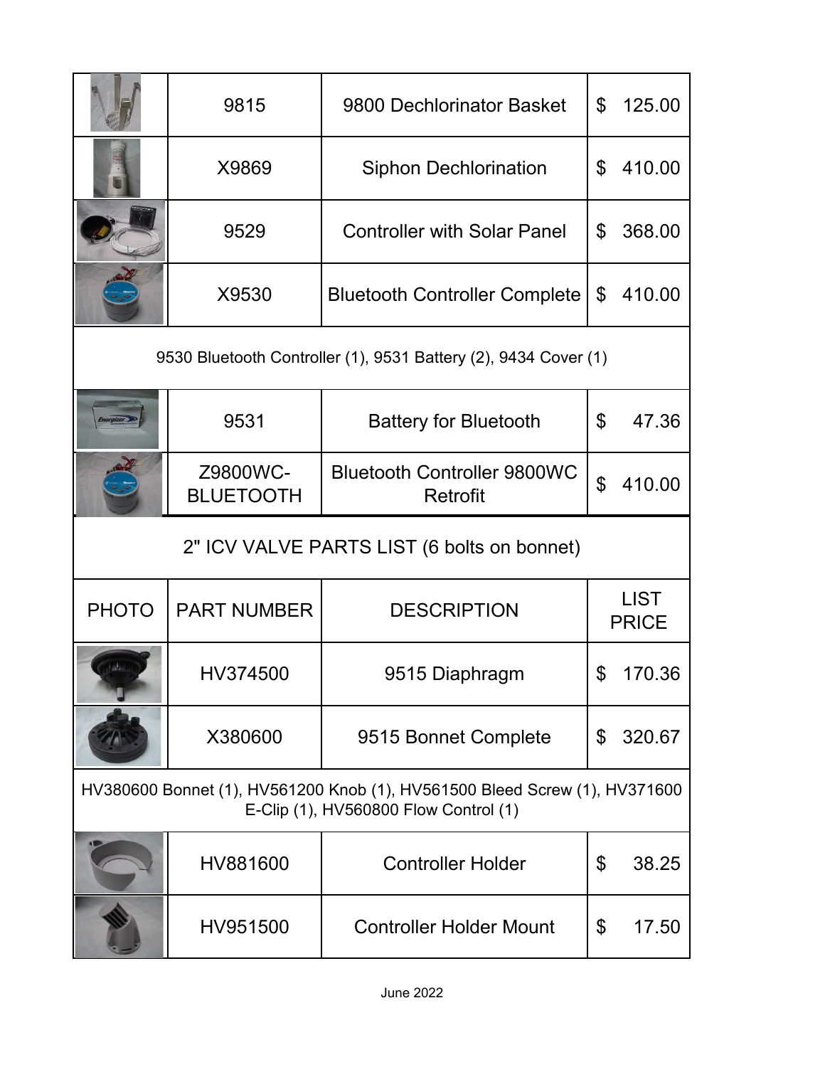| PHOTO | PART NUMBER | DESCRIPTION | LIST PRICE |
|---|---|---|---|
| | 9815 | 9800 Dechlorinator Basket | $ 125.00 |
| | X9869 | Siphon Dechlorination | $ 410.00 |
| | 9529 | Controller with Solar Panel | $ 368.00 |
| | X9530 | Bluetooth Controller Complete | $ 410.00 |
| 9530 Bluetooth Controller (1), 9531 Battery (2), 9434 Cover (1) | | | |
| | 9531 | Battery for Bluetooth | $ 47.36 |
| | Z9800WC-BLUETOOTH | Bluetooth Controller 9800WC Retrofit | $ 410.00 |

## 2" ICV VALVE PARTS LIST (6 bolts on bonnet)

| PHOTO | PART NUMBER | DESCRIPTION | LIST PRICE |
|---|---|---|---|
| | HV374500 | 9515 Diaphragm | $ 170.36 |
| | X380600 | 9515 Bonnet Complete | $ 320.67 |
| HV380600 Bonnet (1), HV561200 Knob (1), HV561500 Bleed Screw (1), HV371600 E-Clip (1), HV560800 Flow Control (1) | | | |
| | HV881600 | Controller Holder | $ 38.25 |
| | HV951500 | Controller Holder Mount | $ 17.50 |

June 2022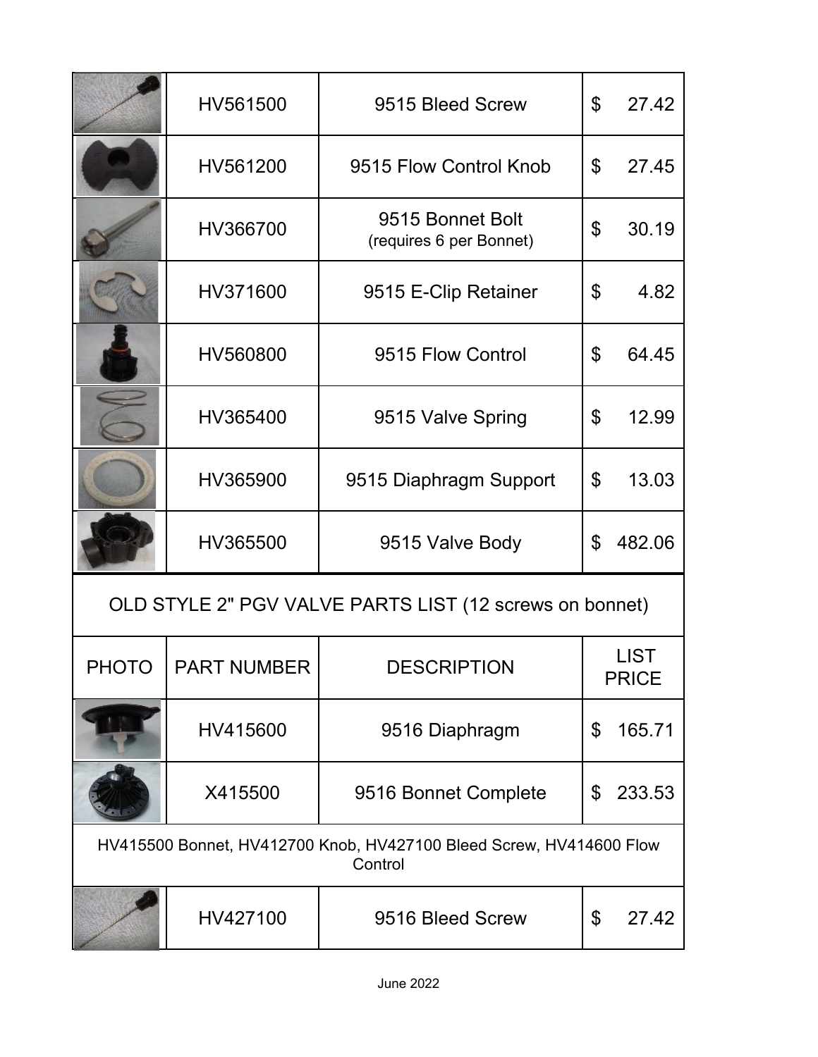| PHOTO | PART NUMBER | DESCRIPTION | LIST PRICE |
|---|---|---|---|
| | HV561500 | 9515 Bleed Screw | $ 27.42 |
| | HV561200 | 9515 Flow Control Knob | $ 27.45 |
| | HV366700 | 9515 Bonnet Bolt (requires 6 per Bonnet) | $ 30.19 |
| | HV371600 | 9515 E-Clip Retainer | $ 4.82 |
| | HV560800 | 9515 Flow Control | $ 64.45 |
| | HV365400 | 9515 Valve Spring | $ 12.99 |
| | HV365900 | 9515 Diaphragm Support | $ 13.03 |
| | HV365500 | 9515 Valve Body | $ 482.06 |

## OLD STYLE 2" PGV VALVE PARTS LIST (12 screws on bonnet)

| PHOTO | PART NUMBER | DESCRIPTION | LIST PRICE |
|---|---|---|---|
| | HV415600 | 9516 Diaphragm | $ 165.71 |
| | X415500 | 9516 Bonnet Complete | $ 233.53 |
| HV415500 Bonnet, HV412700 Knob, HV427100 Bleed Screw, HV414600 Flow Control | | | |
| | HV427100 | 9516 Bleed Screw | $ 27.42 |

June 2022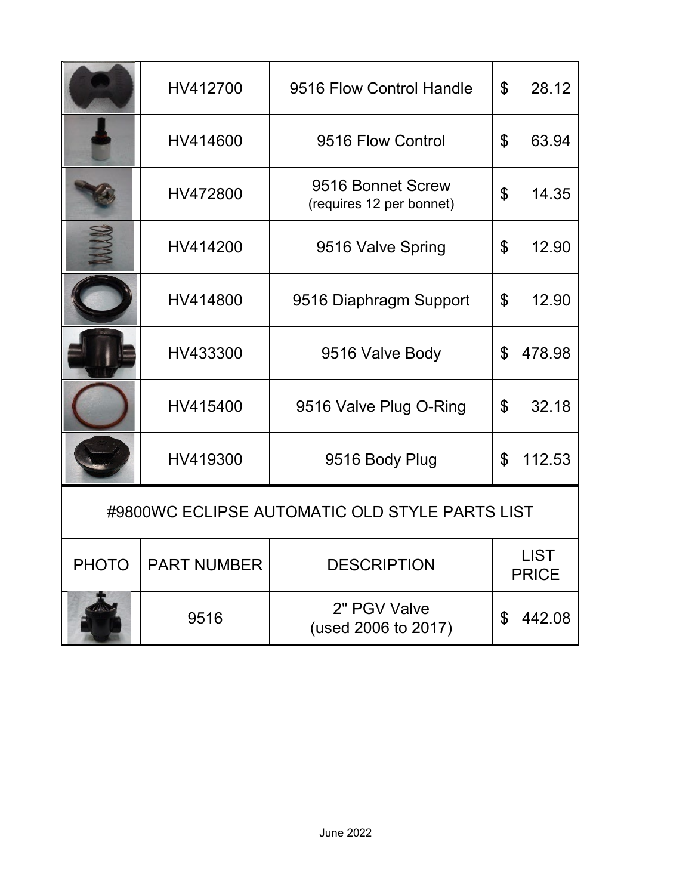| | | | |
|---|---|---|---|
| | HV412700 | 9516 Flow Control Handle | $ 28.12 |
| | HV414600 | 9516 Flow Control | $ 63.94 |
| | HV472800 | 9516 Bonnet Screw (requires 12 per bonnet) | $ 14.35 |
| | HV414200 | 9516 Valve Spring | $ 12.90 |
| | HV414800 | 9516 Diaphragm Support | $ 12.90 |
| | HV433300 | 9516 Valve Body | $ 478.98 |
| | HV415400 | 9516 Valve Plug O-Ring | $ 32.18 |
| | HV419300 | 9516 Body Plug | $ 112.53 |

## #9800WC ECLIPSE AUTOMATIC OLD STYLE PARTS LIST

| PHOTO | PART NUMBER | DESCRIPTION | LIST PRICE |
|---|---|---|---|
| | 9516 | 2" PGV Valve (used 2006 to 2017) | $ 442.08 |

June 2022